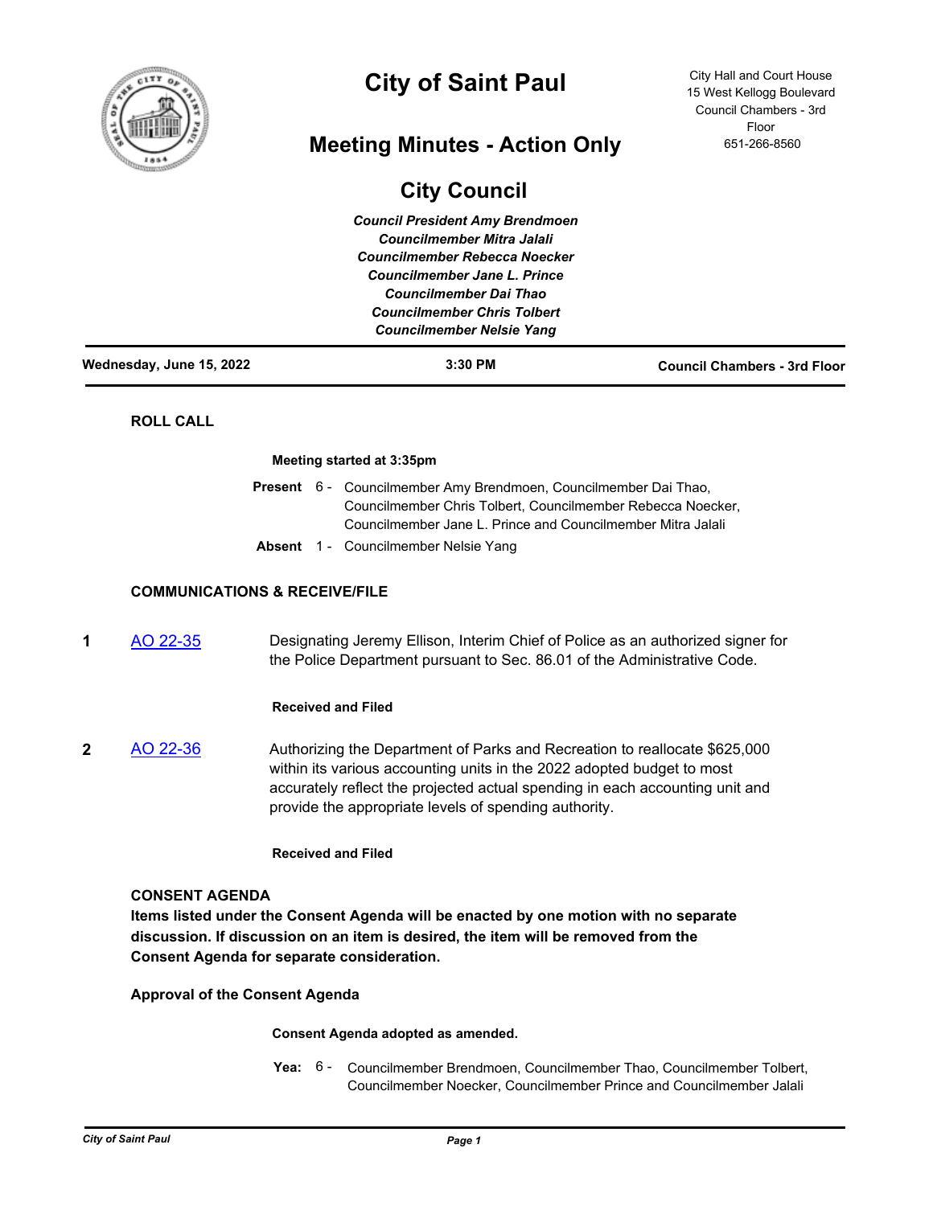# City of Saint Paul

City Hall and Court House
15 West Kellogg Boulevard
Council Chambers - 3rd Floor
651-266-8560

## Meeting Minutes - Action Only

## City Council

*Council President Amy Brendmoen*
*Councilmember Mitra Jalali*
*Councilmember Rebecca Noecker*
*Councilmember Jane L. Prince*
*Councilmember Dai Thao*
*Councilmember Chris Tolbert*
*Councilmember Nelsie Yang*

**Wednesday, June 15, 2022** | **3:30 PM** | **Council Chambers - 3rd Floor**

### ROLL CALL

**Meeting started at 3:35pm**

**Present** 6 - Councilmember Amy Brendmoen, Councilmember Dai Thao, Councilmember Chris Tolbert, Councilmember Rebecca Noecker, Councilmember Jane L. Prince and Councilmember Mitra Jalali

**Absent** 1 - Councilmember Nelsie Yang

### COMMUNICATIONS & RECEIVE/FILE

**1** AO 22-35 Designating Jeremy Ellison, Interim Chief of Police as an authorized signer for the Police Department pursuant to Sec. 86.01 of the Administrative Code.

**Received and Filed**

**2** AO 22-36 Authorizing the Department of Parks and Recreation to reallocate $625,000 within its various accounting units in the 2022 adopted budget to most accurately reflect the projected actual spending in each accounting unit and provide the appropriate levels of spending authority.

**Received and Filed**

### CONSENT AGENDA

**Items listed under the Consent Agenda will be enacted by one motion with no separate discussion. If discussion on an item is desired, the item will be removed from the Consent Agenda for separate consideration.**

**Approval of the Consent Agenda**

**Consent Agenda adopted as amended.**

**Yea:** 6 - Councilmember Brendmoen, Councilmember Thao, Councilmember Tolbert, Councilmember Noecker, Councilmember Prince and Councilmember Jalali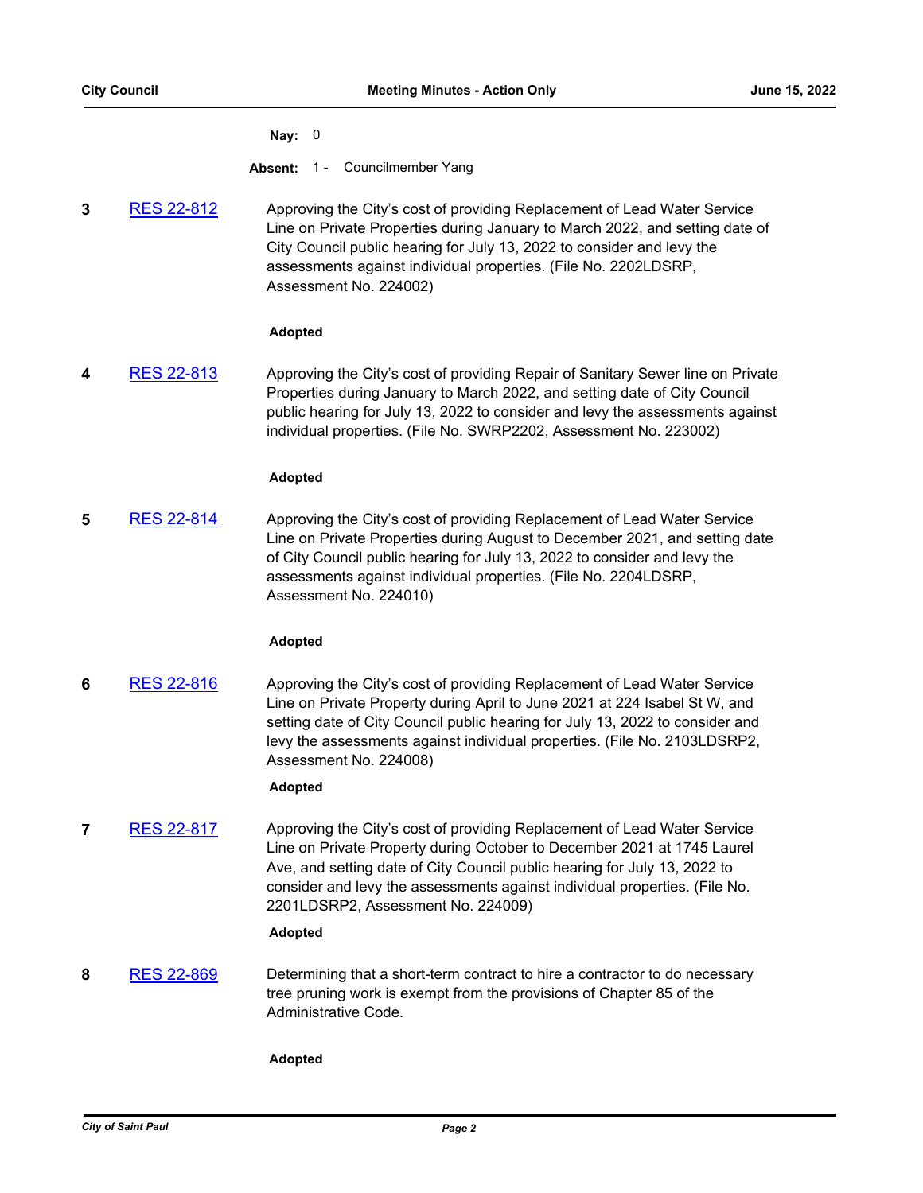**Nay:** 0

**Absent:** 1 - Councilmember Yang

**3** RES 22-812 Approving the City's cost of providing Replacement of Lead Water Service Line on Private Properties during January to March 2022, and setting date of City Council public hearing for July 13, 2022 to consider and levy the assessments against individual properties. (File No. 2202LDSRP, Assessment No. 224002)

**Adopted**

**4** RES 22-813 Approving the City's cost of providing Repair of Sanitary Sewer line on Private Properties during January to March 2022, and setting date of City Council public hearing for July 13, 2022 to consider and levy the assessments against individual properties. (File No. SWRP2202, Assessment No. 223002)

**Adopted**

**5** RES 22-814 Approving the City's cost of providing Replacement of Lead Water Service Line on Private Properties during August to December 2021, and setting date of City Council public hearing for July 13, 2022 to consider and levy the assessments against individual properties. (File No. 2204LDSRP, Assessment No. 224010)

**Adopted**

**6** RES 22-816 Approving the City's cost of providing Replacement of Lead Water Service Line on Private Property during April to June 2021 at 224 Isabel St W, and setting date of City Council public hearing for July 13, 2022 to consider and levy the assessments against individual properties. (File No. 2103LDSRP2, Assessment No. 224008)

**Adopted**

**7** RES 22-817 Approving the City's cost of providing Replacement of Lead Water Service Line on Private Property during October to December 2021 at 1745 Laurel Ave, and setting date of City Council public hearing for July 13, 2022 to consider and levy the assessments against individual properties. (File No. 2201LDSRP2, Assessment No. 224009)

**Adopted**

**8** RES 22-869 Determining that a short-term contract to hire a contractor to do necessary tree pruning work is exempt from the provisions of Chapter 85 of the Administrative Code.

**Adopted**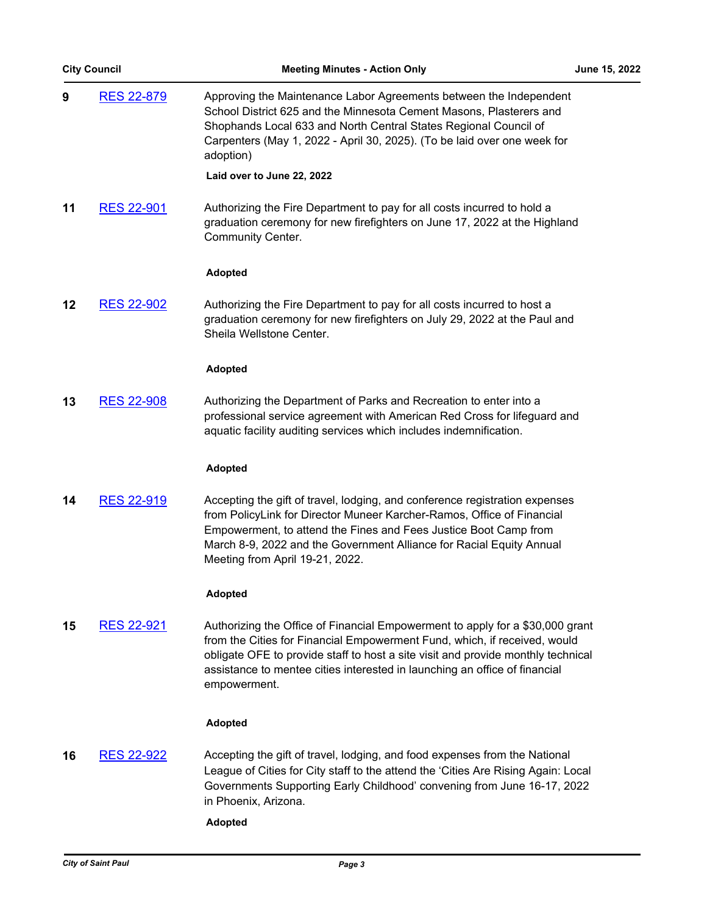**9** RES 22-879

Approving the Maintenance Labor Agreements between the Independent School District 625 and the Minnesota Cement Masons, Plasterers and Shophands Local 633 and North Central States Regional Council of Carpenters (May 1, 2022 - April 30, 2025). (To be laid over one week for adoption)

**Laid over to June 22, 2022**

**11** RES 22-901

Authorizing the Fire Department to pay for all costs incurred to hold a graduation ceremony for new firefighters on June 17, 2022 at the Highland Community Center.

**Adopted**

**12** RES 22-902

Authorizing the Fire Department to pay for all costs incurred to host a graduation ceremony for new firefighters on July 29, 2022 at the Paul and Sheila Wellstone Center.

**Adopted**

**13** RES 22-908

Authorizing the Department of Parks and Recreation to enter into a professional service agreement with American Red Cross for lifeguard and aquatic facility auditing services which includes indemnification.

**Adopted**

**14** RES 22-919

Accepting the gift of travel, lodging, and conference registration expenses from PolicyLink for Director Muneer Karcher-Ramos, Office of Financial Empowerment, to attend the Fines and Fees Justice Boot Camp from March 8-9, 2022 and the Government Alliance for Racial Equity Annual Meeting from April 19-21, 2022.

**Adopted**

**15** RES 22-921

Authorizing the Office of Financial Empowerment to apply for a $30,000 grant from the Cities for Financial Empowerment Fund, which, if received, would obligate OFE to provide staff to host a site visit and provide monthly technical assistance to mentee cities interested in launching an office of financial empowerment.

**Adopted**

**16** RES 22-922

Accepting the gift of travel, lodging, and food expenses from the National League of Cities for City staff to the attend the 'Cities Are Rising Again: Local Governments Supporting Early Childhood' convening from June 16-17, 2022 in Phoenix, Arizona.

**Adopted**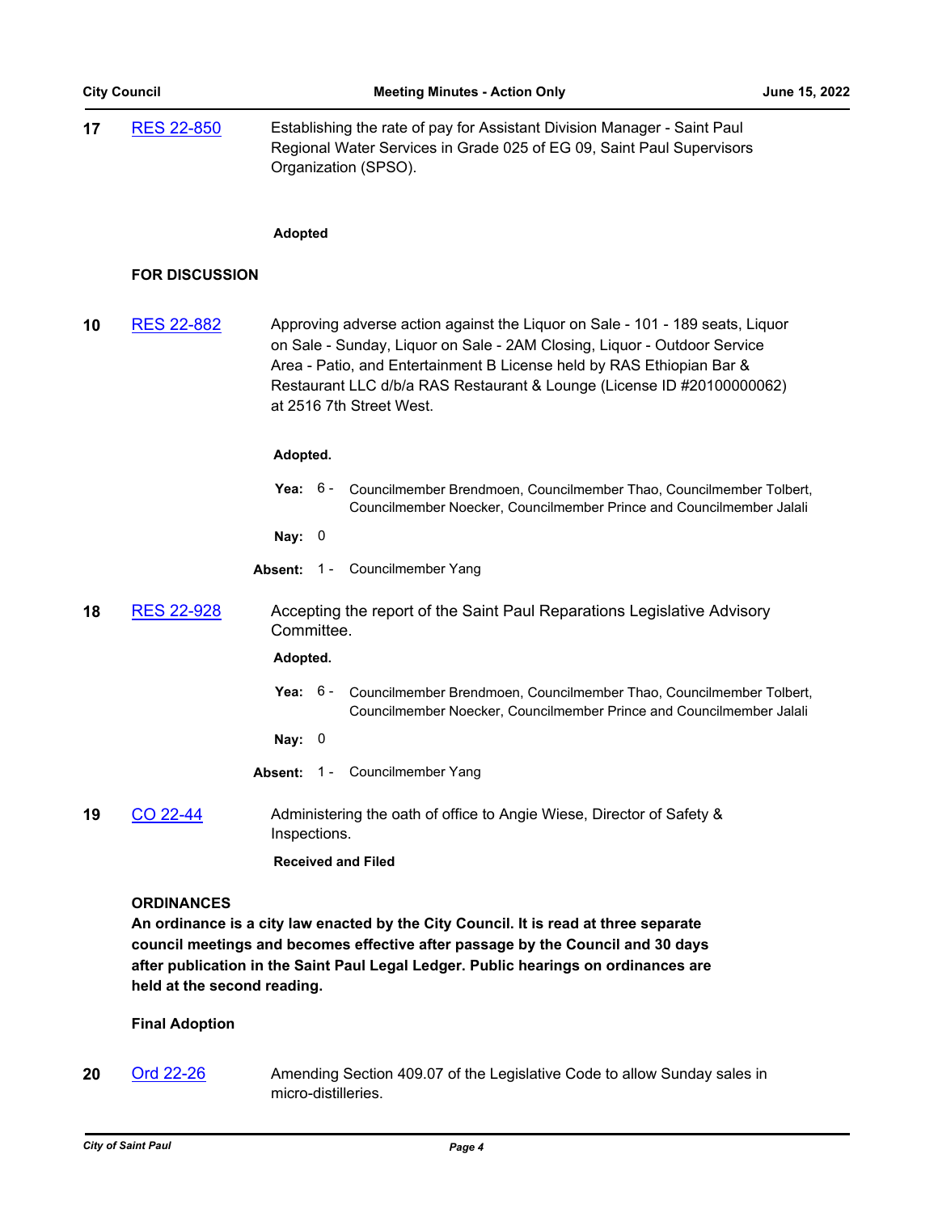**17** RES 22-850 Establishing the rate of pay for Assistant Division Manager - Saint Paul Regional Water Services in Grade 025 of EG 09, Saint Paul Supervisors Organization (SPSO).

**Adopted**

**FOR DISCUSSION**

**10** RES 22-882 Approving adverse action against the Liquor on Sale - 101 - 189 seats, Liquor on Sale - Sunday, Liquor on Sale - 2AM Closing, Liquor - Outdoor Service Area - Patio, and Entertainment B License held by RAS Ethiopian Bar & Restaurant LLC d/b/a RAS Restaurant & Lounge (License ID #20100000062) at 2516 7th Street West.

**Adopted.**

**Yea:** 6 - Councilmember Brendmoen, Councilmember Thao, Councilmember Tolbert, Councilmember Noecker, Councilmember Prince and Councilmember Jalali

**Nay:** 0

**Absent:** 1 - Councilmember Yang

**18** RES 22-928 Accepting the report of the Saint Paul Reparations Legislative Advisory Committee.

**Adopted.**

**Yea:** 6 - Councilmember Brendmoen, Councilmember Thao, Councilmember Tolbert, Councilmember Noecker, Councilmember Prince and Councilmember Jalali

**Nay:** 0

**Absent:** 1 - Councilmember Yang

**19** CO 22-44 Administering the oath of office to Angie Wiese, Director of Safety & Inspections.

**Received and Filed**

**ORDINANCES**

**An ordinance is a city law enacted by the City Council. It is read at three separate council meetings and becomes effective after passage by the Council and 30 days after publication in the Saint Paul Legal Ledger. Public hearings on ordinances are held at the second reading.**

**Final Adoption**

**20** Ord 22-26 Amending Section 409.07 of the Legislative Code to allow Sunday sales in micro-distilleries.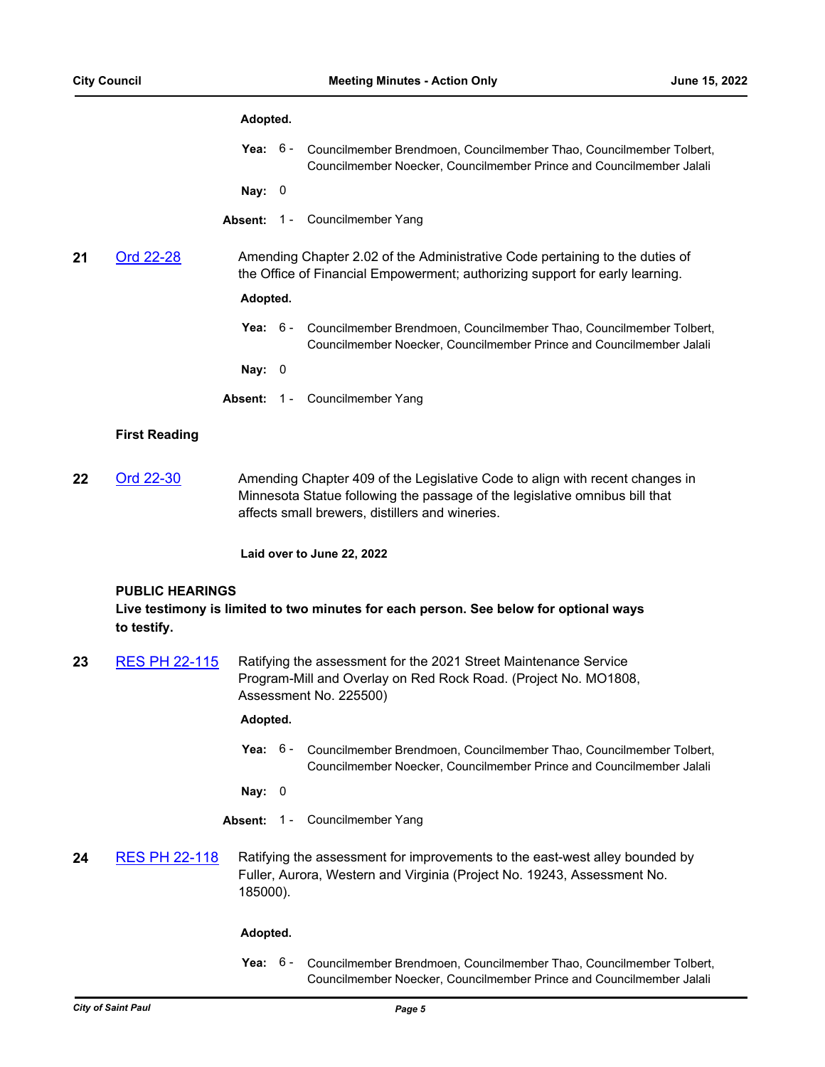**Adopted.**

**Yea:** 6 - Councilmember Brendmoen, Councilmember Thao, Councilmember Tolbert, Councilmember Noecker, Councilmember Prince and Councilmember Jalali

**Nay:** 0

**Absent:** 1 - Councilmember Yang

**21** [Ord 22-28] Amending Chapter 2.02 of the Administrative Code pertaining to the duties of the Office of Financial Empowerment; authorizing support for early learning.

**Adopted.**

**Yea:** 6 - Councilmember Brendmoen, Councilmember Thao, Councilmember Tolbert, Councilmember Noecker, Councilmember Prince and Councilmember Jalali

**Nay:** 0

**Absent:** 1 - Councilmember Yang

### First Reading

**22** [Ord 22-30] Amending Chapter 409 of the Legislative Code to align with recent changes in Minnesota Statue following the passage of the legislative omnibus bill that affects small brewers, distillers and wineries.

**Laid over to June 22, 2022**

### PUBLIC HEARINGS

**Live testimony is limited to two minutes for each person. See below for optional ways to testify.**

**23** [RES PH 22-115] Ratifying the assessment for the 2021 Street Maintenance Service Program-Mill and Overlay on Red Rock Road. (Project No. MO1808, Assessment No. 225500)

**Adopted.**

**Yea:** 6 - Councilmember Brendmoen, Councilmember Thao, Councilmember Tolbert, Councilmember Noecker, Councilmember Prince and Councilmember Jalali

**Nay:** 0

**Absent:** 1 - Councilmember Yang

**24** [RES PH 22-118] Ratifying the assessment for improvements to the east-west alley bounded by Fuller, Aurora, Western and Virginia (Project No. 19243, Assessment No. 185000).

**Adopted.**

**Yea:** 6 - Councilmember Brendmoen, Councilmember Thao, Councilmember Tolbert, Councilmember Noecker, Councilmember Prince and Councilmember Jalali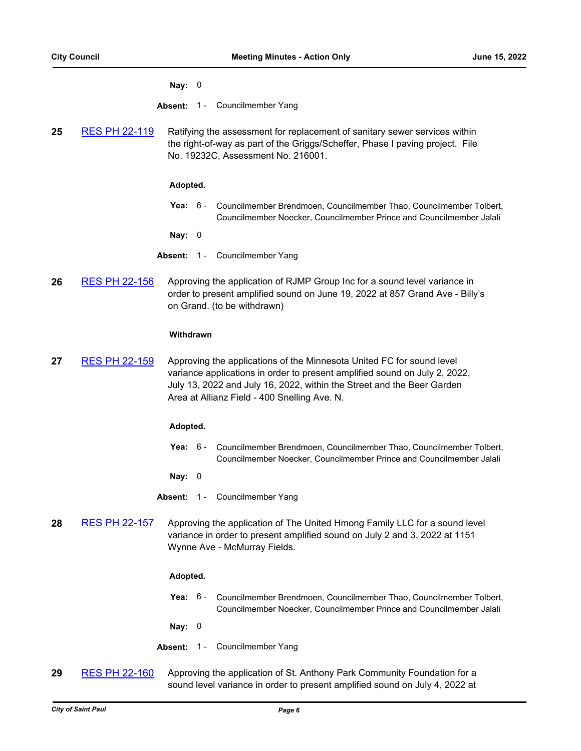**Nay:** 0

**Absent:** 1 - Councilmember Yang

**25** [RES PH 22-119](RES PH 22-119) Ratifying the assessment for replacement of sanitary sewer services within the right-of-way as part of the Griggs/Scheffer, Phase I paving project. File No. 19232C, Assessment No. 216001.

**Adopted.**

**Yea:** 6 - Councilmember Brendmoen, Councilmember Thao, Councilmember Tolbert, Councilmember Noecker, Councilmember Prince and Councilmember Jalali

**Nay:** 0

**Absent:** 1 - Councilmember Yang

**26** [RES PH 22-156](RES PH 22-156) Approving the application of RJMP Group Inc for a sound level variance in order to present amplified sound on June 19, 2022 at 857 Grand Ave - Billy's on Grand. (to be withdrawn)

**Withdrawn**

**27** [RES PH 22-159](RES PH 22-159) Approving the applications of the Minnesota United FC for sound level variance applications in order to present amplified sound on July 2, 2022, July 13, 2022 and July 16, 2022, within the Street and the Beer Garden Area at Allianz Field - 400 Snelling Ave. N.

**Adopted.**

**Yea:** 6 - Councilmember Brendmoen, Councilmember Thao, Councilmember Tolbert, Councilmember Noecker, Councilmember Prince and Councilmember Jalali

**Nay:** 0

**Absent:** 1 - Councilmember Yang

**28** [RES PH 22-157](RES PH 22-157) Approving the application of The United Hmong Family LLC for a sound level variance in order to present amplified sound on July 2 and 3, 2022 at 1151 Wynne Ave - McMurray Fields.

**Adopted.**

**Yea:** 6 - Councilmember Brendmoen, Councilmember Thao, Councilmember Tolbert, Councilmember Noecker, Councilmember Prince and Councilmember Jalali

**Nay:** 0

**Absent:** 1 - Councilmember Yang

**29** [RES PH 22-160](RES PH 22-160) Approving the application of St. Anthony Park Community Foundation for a sound level variance in order to present amplified sound on July 4, 2022 at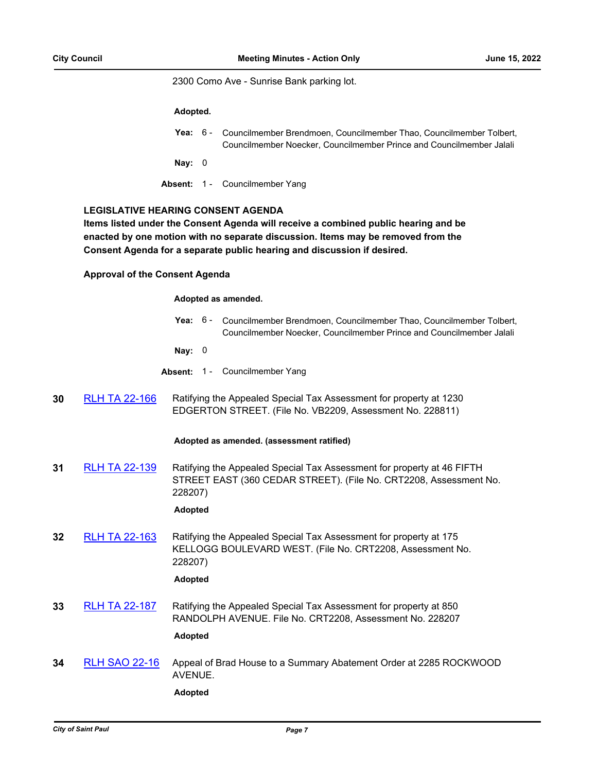2300 Como Ave - Sunrise Bank parking lot.

**Adopted.**

**Yea:** 6 - Councilmember Brendmoen, Councilmember Thao, Councilmember Tolbert, Councilmember Noecker, Councilmember Prince and Councilmember Jalali

**Nay:** 0

**Absent:** 1 - Councilmember Yang

**LEGISLATIVE HEARING CONSENT AGENDA**

**Items listed under the Consent Agenda will receive a combined public hearing and be enacted by one motion with no separate discussion. Items may be removed from the Consent Agenda for a separate public hearing and discussion if desired.**

**Approval of the Consent Agenda**

**Adopted as amended.**

**Yea:** 6 - Councilmember Brendmoen, Councilmember Thao, Councilmember Tolbert, Councilmember Noecker, Councilmember Prince and Councilmember Jalali

**Nay:** 0

**Absent:** 1 - Councilmember Yang

**30** [RLH TA 22-166] Ratifying the Appealed Special Tax Assessment for property at 1230 EDGERTON STREET. (File No. VB2209, Assessment No. 228811)

**Adopted as amended. (assessment ratified)**

**31** [RLH TA 22-139] Ratifying the Appealed Special Tax Assessment for property at 46 FIFTH STREET EAST (360 CEDAR STREET). (File No. CRT2208, Assessment No. 228207)

**Adopted**

**32** [RLH TA 22-163] Ratifying the Appealed Special Tax Assessment for property at 175 KELLOGG BOULEVARD WEST. (File No. CRT2208, Assessment No. 228207)

**Adopted**

**33** [RLH TA 22-187] Ratifying the Appealed Special Tax Assessment for property at 850 RANDOLPH AVENUE. File No. CRT2208, Assessment No. 228207

**Adopted**

**34** [RLH SAO 22-16] Appeal of Brad House to a Summary Abatement Order at 2285 ROCKWOOD AVENUE.

**Adopted**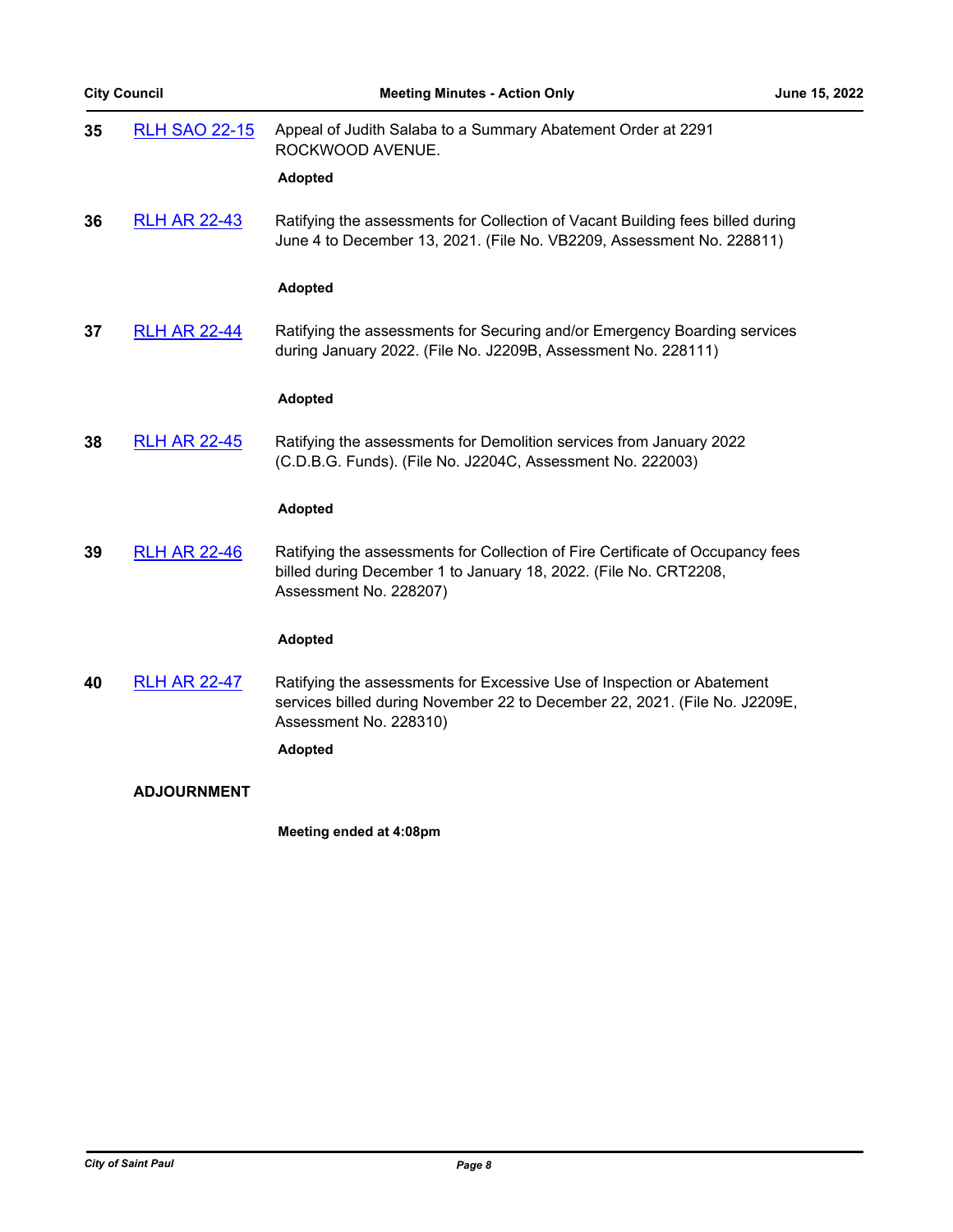**35** RLH SAO 22-15 Appeal of Judith Salaba to a Summary Abatement Order at 2291 ROCKWOOD AVENUE.

**Adopted**

**36** RLH AR 22-43 Ratifying the assessments for Collection of Vacant Building fees billed during June 4 to December 13, 2021. (File No. VB2209, Assessment No. 228811)

**Adopted**

**37** RLH AR 22-44 Ratifying the assessments for Securing and/or Emergency Boarding services during January 2022. (File No. J2209B, Assessment No. 228111)

**Adopted**

**38** RLH AR 22-45 Ratifying the assessments for Demolition services from January 2022 (C.D.B.G. Funds). (File No. J2204C, Assessment No. 222003)

**Adopted**

**39** RLH AR 22-46 Ratifying the assessments for Collection of Fire Certificate of Occupancy fees billed during December 1 to January 18, 2022. (File No. CRT2208, Assessment No. 228207)

**Adopted**

**40** RLH AR 22-47 Ratifying the assessments for Excessive Use of Inspection or Abatement services billed during November 22 to December 22, 2021. (File No. J2209E, Assessment No. 228310)

**Adopted**

**ADJOURNMENT**

**Meeting ended at 4:08pm**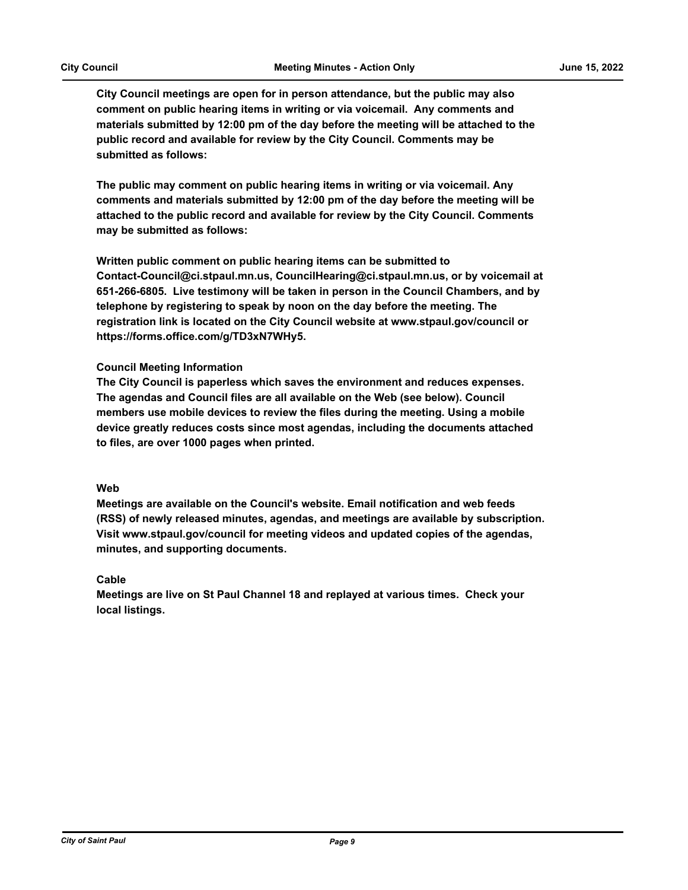**City Council meetings are open for in person attendance, but the public may also comment on public hearing items in writing or via voicemail. Any comments and materials submitted by 12:00 pm of the day before the meeting will be attached to the public record and available for review by the City Council. Comments may be submitted as follows:**

**The public may comment on public hearing items in writing or via voicemail. Any comments and materials submitted by 12:00 pm of the day before the meeting will be attached to the public record and available for review by the City Council. Comments may be submitted as follows:**

**Written public comment on public hearing items can be submitted to Contact-Council@ci.stpaul.mn.us, CouncilHearing@ci.stpaul.mn.us, or by voicemail at 651-266-6805. Live testimony will be taken in person in the Council Chambers, and by telephone by registering to speak by noon on the day before the meeting. The registration link is located on the City Council website at www.stpaul.gov/council or https://forms.office.com/g/TD3xN7WHy5.**

**Council Meeting Information**

**The City Council is paperless which saves the environment and reduces expenses. The agendas and Council files are all available on the Web (see below). Council members use mobile devices to review the files during the meeting. Using a mobile device greatly reduces costs since most agendas, including the documents attached to files, are over 1000 pages when printed.**

**Web**

**Meetings are available on the Council's website. Email notification and web feeds (RSS) of newly released minutes, agendas, and meetings are available by subscription. Visit www.stpaul.gov/council for meeting videos and updated copies of the agendas, minutes, and supporting documents.**

**Cable**

**Meetings are live on St Paul Channel 18 and replayed at various times. Check your local listings.**